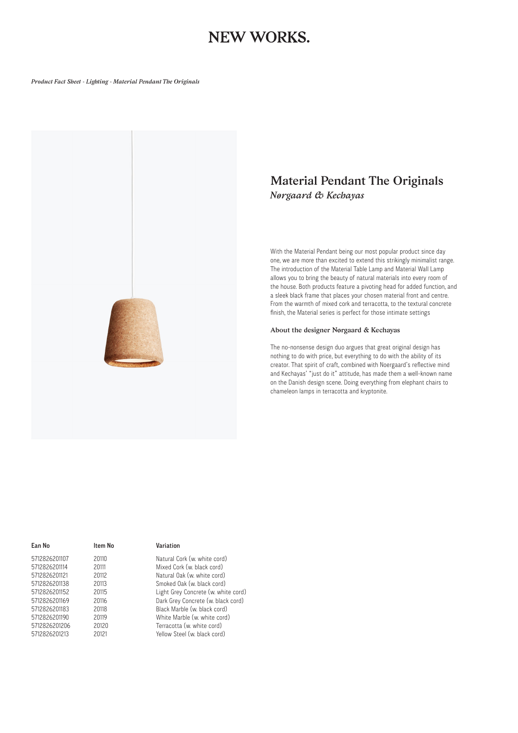# NEW WORKS.

*Product Fact Sheet - Lighting - Material Pendant The Originals*

## Material Pendant The Originals

*Nørgaard & Kechayas*

With the Material Pendant being our most popular product since day one, we are more than excited to extend this strikingly minimalist range. The introduction of the Material Table Lamp and Material Wall Lamp allows you to bring the beauty of natural materials into every room of the house. Both products feature a pivoting head for added function, and a sleek black frame that places your chosen material front and centre. From the warmth of mixed cork and terracotta, to the textural concrete finish, the Material series is perfect for those intimate settings

### About the designer Nørgaard & Kechayas

The no-nonsense design duo argues that great original design has nothing to do with price, but everything to do with the ability of its creator. That spirit of craft, combined with Noergaard's reflective mind and Kechayas' "just do it" attitude, has made them a well-known name on the Danish design scene. Doing everything from elephant chairs to chameleon lamps in terracotta and kryptonite.

| Ean No | Item No | Variation |
|---|---|---|
| 5712826201107 | 20110 | Natural Cork (w. white cord) |
| 5712826201114 | 20111 | Mixed Cork (w. black cord) |
| 5712826201121 | 20112 | Natural Oak (w. white cord) |
| 5712826201138 | 20113 | Smoked Oak (w. black cord) |
| 5712826201152 | 20115 | Light Grey Concrete (w. white cord) |
| 5712826201169 | 20116 | Dark Grey Concrete (w. black cord) |
| 5712826201183 | 20118 | Black Marble (w. black cord) |
| 5712826201190 | 20119 | White Marble (w. white cord) |
| 5712826201206 | 20120 | Terracotta (w. white cord) |
| 5712826201213 | 20121 | Yellow Steel (w. black cord) |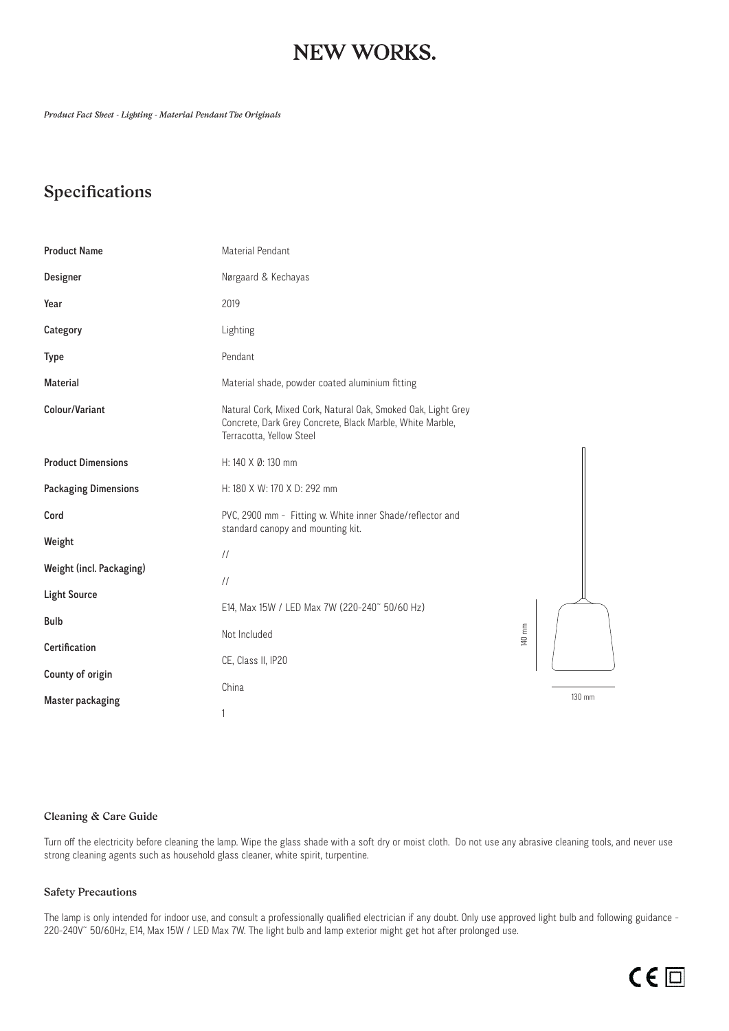# NEW WORKS.

*Product Fact Sheet - Lighting - Material Pendant The Originals*

## Specifications

| | |
|---|---|
| **Product Name** | Material Pendant |
| **Designer** | Nørgaard & Kechayas |
| **Year** | 2019 |
| **Category** | Lighting |
| **Type** | Pendant |
| **Material** | Material shade, powder coated aluminium fitting |
| **Colour/Variant** | Natural Cork, Mixed Cork, Natural Oak, Smoked Oak, Light Grey Concrete, Dark Grey Concrete, Black Marble, White Marble, Terracotta, Yellow Steel |
| **Product Dimensions** | H: 140 X Ø: 130 mm |
| **Packaging Dimensions** | H: 180 X W: 170 X D: 292 mm |
| **Cord** | PVC, 2900 mm - Fitting w. White inner Shade/reflector and standard canopy and mounting kit. |
| **Weight** | // |
| **Weight (incl. Packaging)** | // |
| **Light Source** | E14, Max 15W / LED Max 7W (220-240~ 50/60 Hz) |
| **Bulb** | Not Included |
| **Certification** | CE, Class II, IP20 |
| **County of origin** | China |
| **Master packaging** | 1 |

140 mm

130 mm

### Cleaning & Care Guide

Turn off the electricity before cleaning the lamp. Wipe the glass shade with a soft dry or moist cloth. Do not use any abrasive cleaning tools, and never use strong cleaning agents such as household glass cleaner, white spirit, turpentine.

### Safety Precautions

The lamp is only intended for indoor use, and consult a professionally qualified electrician if any doubt. Only use approved light bulb and following guidance - 220-240V~ 50/60Hz, E14, Max 15W / LED Max 7W. The light bulb and lamp exterior might get hot after prolonged use.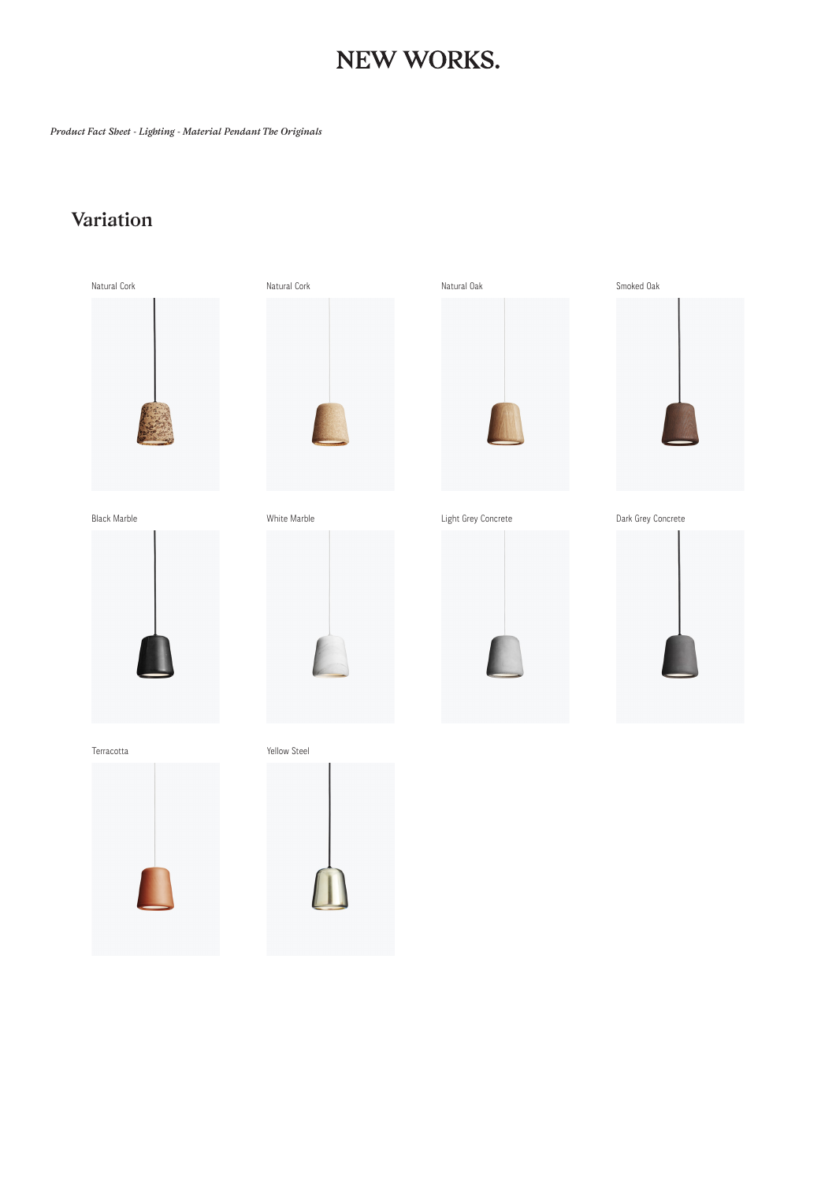*Product Fact Sheet - Lighting - Material Pendant The Originals*

## Variation

Natural Cork

Natural Cork

Natural Oak

Smoked Oak

Black Marble

White Marble

Light Grey Concrete

Dark Grey Concrete

Terracotta

Yellow Steel